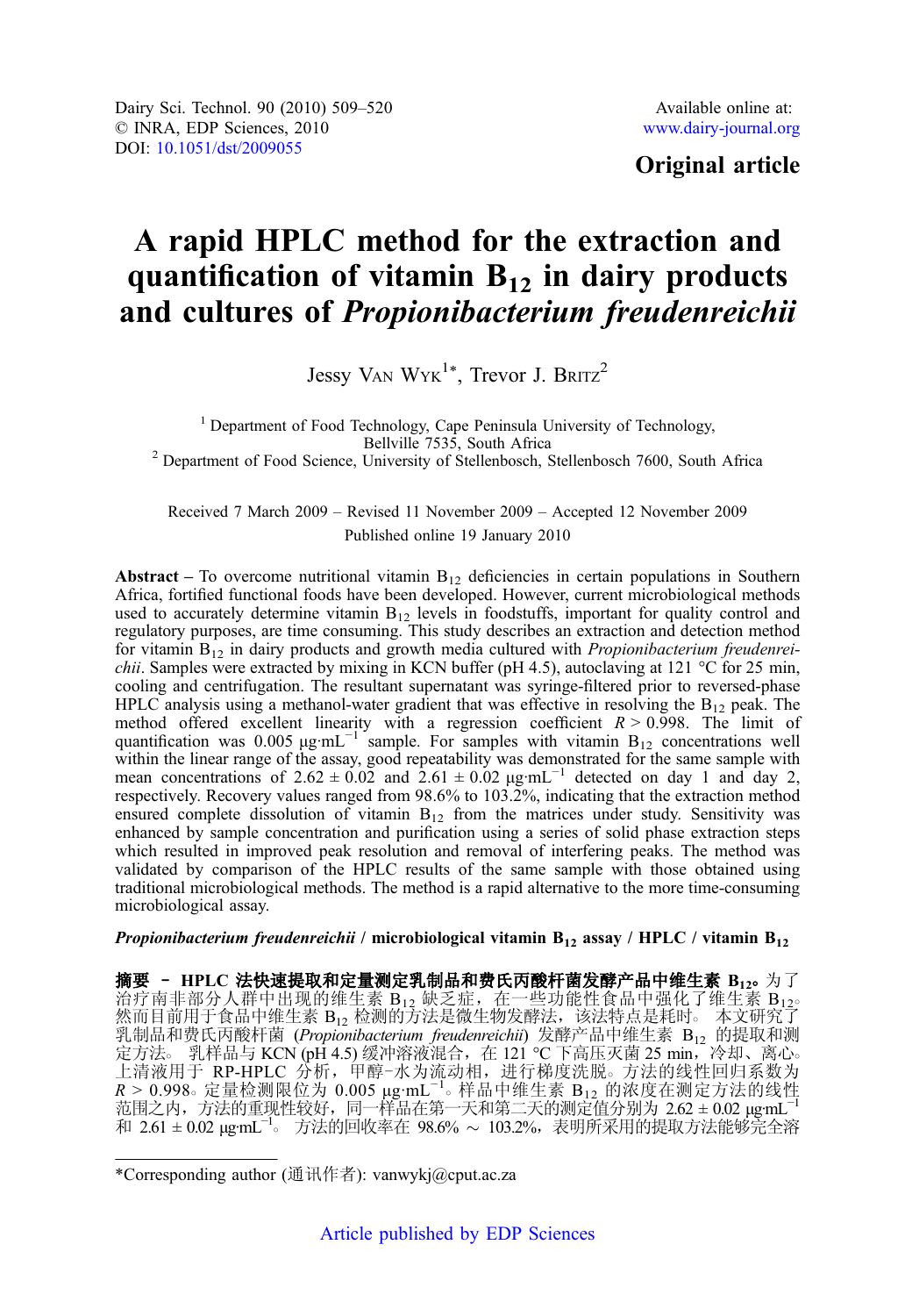Dairy Sci. Technol. 90 (2010) 509–520
© INRA, EDP Sciences, 2010
DOI: 10.1051/dst/2009055

Available online at:
www.dairy-journal.org

**Original article**

# A rapid HPLC method for the extraction and quantification of vitamin $B_{12}$ in dairy products and cultures of *Propionibacterium freudenreichii*

Jessy Van Wyk[1]*, Trevor J. Britz[2]

[1] Department of Food Technology, Cape Peninsula University of Technology, Bellville 7535, South Africa
[2] Department of Food Science, University of Stellenbosch, Stellenbosch 7600, South Africa

Received 7 March 2009 – Revised 11 November 2009 – Accepted 12 November 2009
Published online 19 January 2010

**Abstract** – To overcome nutritional vitamin $B_{12}$ deficiencies in certain populations in Southern Africa, fortified functional foods have been developed. However, current microbiological methods used to accurately determine vitamin $B_{12}$ levels in foodstuffs, important for quality control and regulatory purposes, are time consuming. This study describes an extraction and detection method for vitamin $B_{12}$ in dairy products and growth media cultured with *Propionibacterium freudenreichii*. Samples were extracted by mixing in KCN buffer (pH 4.5), autoclaving at 121 °C for 25 min, cooling and centrifugation. The resultant supernatant was syringe-filtered prior to reversed-phase HPLC analysis using a methanol-water gradient that was effective in resolving the $B_{12}$ peak. The method offered excellent linearity with a regression coefficient $R > 0.998$. The limit of quantification was 0.005 $\mu g \cdot mL^{-1}$ sample. For samples with vitamin $B_{12}$ concentrations well within the linear range of the assay, good repeatability was demonstrated for the same sample with mean concentrations of $2.62 \pm 0.02$ and $2.61 \pm 0.02$ $\mu g \cdot mL^{-1}$ detected on day 1 and day 2, respectively. Recovery values ranged from 98.6% to 103.2%, indicating that the extraction method ensured complete dissolution of vitamin $B_{12}$ from the matrices under study. Sensitivity was enhanced by sample concentration and purification using a series of solid phase extraction steps which resulted in improved peak resolution and removal of interfering peaks. The method was validated by comparison of the HPLC results of the same sample with those obtained using traditional microbiological methods. The method is a rapid alternative to the more time-consuming microbiological assay.

***Propionibacterium freudenreichii* / microbiological vitamin $B_{12}$ assay / HPLC / vitamin $B_{12}$**

**摘要 – HPLC 法快速提取和定量测定乳制品和费氏丙酸杆菌发酵产品中维生素 $B_{12}$。**为了治疗南非部分人群中出现的维生素 $B_{12}$ 缺乏症，在一些功能性食品中强化了维生素 $B_{12}$。然而目前用于食品中维生素 $B_{12}$ 检测的方法是微生物发酵法，该法特点是耗时。本文研究了乳制品和费氏丙酸杆菌 (*Propionibacterium freudenreichii*) 发酵产品中维生素 $B_{12}$ 的提取和测定方法。乳样品与 KCN (pH 4.5) 缓冲溶液混合，在 121 °C 下高压灭菌 25 min，冷却、离心。上清液用于 RP-HPLC 分析，甲醇–水为流动相，进行梯度洗脱。方法的线性回归系数为 $R > 0.998$。定量检测限位为 0.005 $\mu g \cdot mL^{-1}$。样品中维生素 $B_{12}$ 的浓度在测定方法的线性范围之内，方法的重现性较好，同一样品在第一天和第二天的测定值分别为 $2.62 \pm 0.02$ $\mu g \cdot mL^{-1}$ 和 $2.61 \pm 0.02$ $\mu g \cdot mL^{-1}$。方法的回收率在 98.6% ～ 103.2%，表明所采用的提取方法能够完全溶

*Corresponding author (通讯作者): vanwykj@cput.ac.za

Article published by EDP Sciences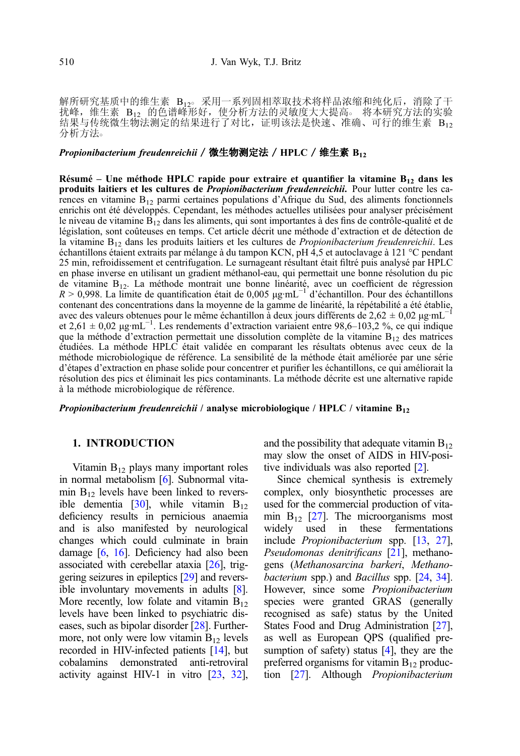解所研究基质中的维生素 $B_{12}$。采用一系列固相萃取技术将样品浓缩和纯化后，消除了干扰峰，维生素 $B_{12}$ 的色谱峰形好，使分析方法的灵敏度大大提高。将本研究方法的实验结果与传统微生物法测定的结果进行了对比，证明该法是快速、准确、可行的维生素 $B_{12}$ 分析方法。

***Propionibacterium freudenreichii* / 微生物测定法 / HPLC / 维生素 $B_{12}$**

**Résumé – Une méthode HPLC rapide pour extraire et quantifier la vitamine $B_{12}$ dans les produits laitiers et les cultures de *Propionibacterium freudenreichii*.** Pour lutter contre les carences en vitamine $B_{12}$ parmi certaines populations d'Afrique du Sud, des aliments fonctionnels enrichis ont été développés. Cependant, les méthodes actuelles utilisées pour analyser précisément le niveau de vitamine $B_{12}$ dans les aliments, qui sont importantes à des fins de contrôle-qualité et de législation, sont coûteuses en temps. Cet article décrit une méthode d'extraction et de détection de la vitamine $B_{12}$ dans les produits laitiers et les cultures de *Propionibacterium freudenreichii*. Les échantillons étaient extraits par mélange à du tampon KCN, pH 4,5 et autoclavage à 121 °C pendant 25 min, refroidissement et centrifugation. Le surnageant résultant était filtré puis analysé par HPLC en phase inverse en utilisant un gradient méthanol-eau, qui permettait une bonne résolution du pic de vitamine $B_{12}$. La méthode montrait une bonne linéarité, avec un coefficient de régression $R > 0{,}998$. La limite de quantification était de 0,005 $\mu g \cdot mL^{-1}$ d'échantillon. Pour des échantillons contenant des concentrations dans la moyenne de la gamme de linéarité, la répétabilité a été établie, avec des valeurs obtenues pour le même échantillon à deux jours différents de $2{,}62 \pm 0{,}02$ $\mu g \cdot mL^{-1}$ et $2{,}61 \pm 0{,}02$ $\mu g \cdot mL^{-1}$. Les rendements d'extraction variaient entre 98,6–103,2 %, ce qui indique que la méthode d'extraction permettait une dissolution complète de la vitamine $B_{12}$ des matrices étudiées. La méthode HPLC était validée en comparant les résultats obtenus avec ceux de la méthode microbiologique de référence. La sensibilité de la méthode était améliorée par une série d'étapes d'extraction en phase solide pour concentrer et purifier les échantillons, ce qui améliorait la résolution des pics et éliminait les pics contaminants. La méthode décrite est une alternative rapide à la méthode microbiologique de référence.

***Propionibacterium freudenreichii* / analyse microbiologique / HPLC / vitamine $B_{12}$**

## 1. INTRODUCTION

Vitamin $B_{12}$ plays many important roles in normal metabolism [6]. Subnormal vitamin $B_{12}$ levels have been linked to reversible dementia [30], while vitamin $B_{12}$ deficiency results in pernicious anaemia and is also manifested by neurological changes which could culminate in brain damage [6, 16]. Deficiency had also been associated with cerebellar ataxia [26], triggering seizures in epileptics [29] and reversible involuntary movements in adults [8]. More recently, low folate and vitamin $B_{12}$ levels have been linked to psychiatric diseases, such as bipolar disorder [28]. Furthermore, not only were low vitamin $B_{12}$ levels recorded in HIV-infected patients [14], but cobalamins demonstrated anti-retroviral activity against HIV-1 in vitro [23, 32], and the possibility that adequate vitamin $B_{12}$ may slow the onset of AIDS in HIV-positive individuals was also reported [2].

Since chemical synthesis is extremely complex, only biosynthetic processes are used for the commercial production of vitamin $B_{12}$ [27]. The microorganisms most widely used in these fermentations include *Propionibacterium* spp. [13, 27], *Pseudomonas denitrificans* [21], methanogens (*Methanosarcina barkeri*, *Methanobacterium* spp.) and *Bacillus* spp. [24, 34]. However, since some *Propionibacterium* species were granted GRAS (generally recognised as safe) status by the United States Food and Drug Administration [27], as well as European QPS (qualified presumption of safety) status [4], they are the preferred organisms for vitamin $B_{12}$ production [27]. Although *Propionibacterium*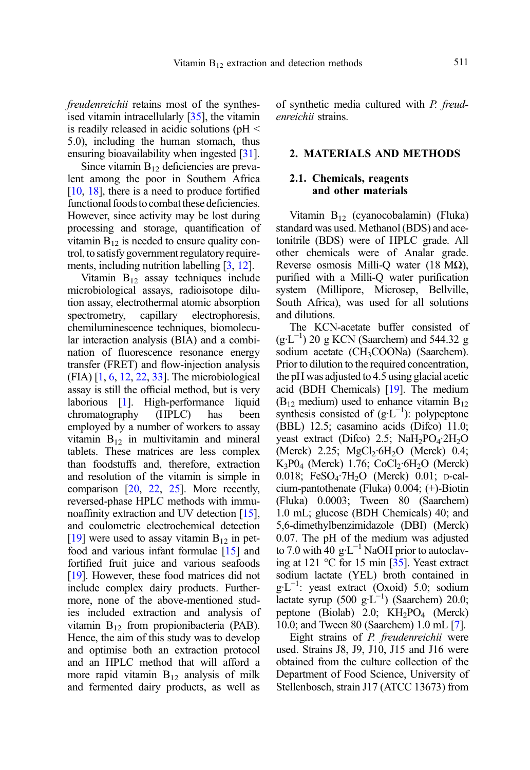*freudenreichii* retains most of the synthesised vitamin intracellularly [35], the vitamin is readily released in acidic solutions (pH < 5.0), including the human stomach, thus ensuring bioavailability when ingested [31].

Since vitamin $B_{12}$ deficiencies are prevalent among the poor in Southern Africa [10, 18], there is a need to produce fortified functional foods to combat these deficiencies. However, since activity may be lost during processing and storage, quantification of vitamin $B_{12}$ is needed to ensure quality control, to satisfy government regulatory requirements, including nutrition labelling [3, 12].

Vitamin $B_{12}$ assay techniques include microbiological assays, radioisotope dilution assay, electrothermal atomic absorption spectrometry, capillary electrophoresis, chemiluminescence techniques, biomolecular interaction analysis (BIA) and a combination of fluorescence resonance energy transfer (FRET) and flow-injection analysis (FIA) [1, 6, 12, 22, 33]. The microbiological assay is still the official method, but is very laborious [1]. High-performance liquid chromatography (HPLC) has been employed by a number of workers to assay vitamin $B_{12}$ in multivitamin and mineral tablets. These matrices are less complex than foodstuffs and, therefore, extraction and resolution of the vitamin is simple in comparison [20, 22, 25]. More recently, reversed-phase HPLC methods with immunoaffinity extraction and UV detection [15], and coulometric electrochemical detection [19] were used to assay vitamin $B_{12}$ in petfood and various infant formulae [15] and fortified fruit juice and various seafoods [19]. However, these food matrices did not include complex dairy products. Furthermore, none of the above-mentioned studies included extraction and analysis of vitamin $B_{12}$ from propionibacteria (PAB). Hence, the aim of this study was to develop and optimise both an extraction protocol and an HPLC method that will afford a more rapid vitamin $B_{12}$ analysis of milk and fermented dairy products, as well as of synthetic media cultured with *P. freudenreichii* strains.

## 2. MATERIALS AND METHODS

### 2.1. Chemicals, reagents and other materials

Vitamin $B_{12}$ (cyanocobalamin) (Fluka) standard was used. Methanol (BDS) and acetonitrile (BDS) were of HPLC grade. All other chemicals were of Analar grade. Reverse osmosis Milli-Q water (18 MΩ), purified with a Milli-Q water purification system (Millipore, Microsep, Bellville, South Africa), was used for all solutions and dilutions.

The KCN-acetate buffer consisted of ($g \cdot L^{-1}$) 20 g KCN (Saarchem) and 544.32 g sodium acetate ($CH_3COONa$) (Saarchem). Prior to dilution to the required concentration, the pH was adjusted to 4.5 using glacial acetic acid (BDH Chemicals) [19]. The medium ($B_{12}$ medium) used to enhance vitamin $B_{12}$ synthesis consisted of ($g \cdot L^{-1}$): polypeptone (BBL) 12.5; casamino acids (Difco) 11.0; yeast extract (Difco) 2.5; $NaH_2PO_4 \cdot 2H_2O$ (Merck) 2.25; $MgCl_2 \cdot 6H_2O$ (Merck) 0.4; $K_3PO_4$ (Merck) 1.76; $CoCl_2 \cdot 6H_2O$ (Merck) 0.018; $FeSO_4 \cdot 7H_2O$ (Merck) 0.01; D-calcium-pantothenate (Fluka) 0.004; (+)-Biotin (Fluka) 0.0003; Tween 80 (Saarchem) 1.0 mL; glucose (BDH Chemicals) 40; and 5,6-dimethylbenzimidazole (DBI) (Merck) 0.07. The pH of the medium was adjusted to 7.0 with 40 $g \cdot L^{-1}$ NaOH prior to autoclaving at 121 °C for 15 min [35]. Yeast extract sodium lactate (YEL) broth contained in $g \cdot L^{-1}$: yeast extract (Oxoid) 5.0; sodium lactate syrup (500 $g \cdot L^{-1}$) (Saarchem) 20.0; peptone (Biolab) 2.0; $KH_2PO_4$ (Merck) 10.0; and Tween 80 (Saarchem) 1.0 mL [7].

Eight strains of *P. freudenreichii* were used. Strains J8, J9, J10, J15 and J16 were obtained from the culture collection of the Department of Food Science, University of Stellenbosch, strain J17 (ATCC 13673) from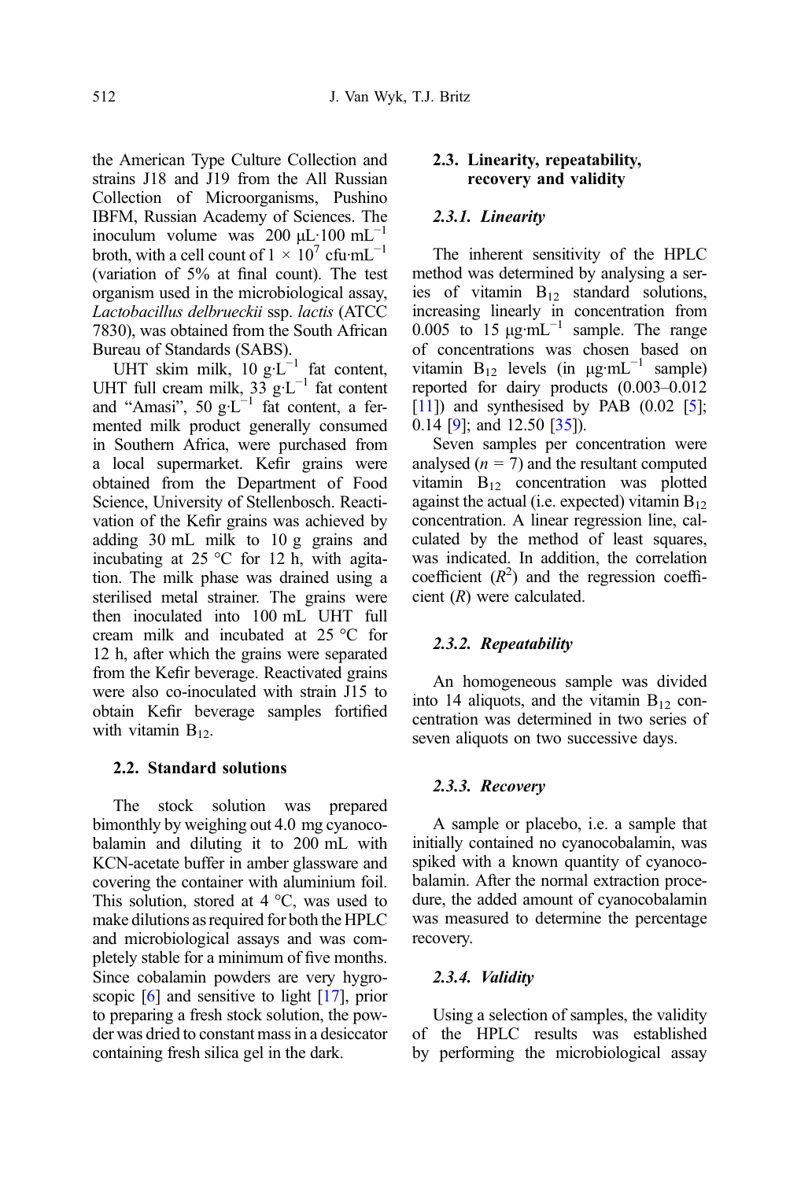the American Type Culture Collection and strains J18 and J19 from the All Russian Collection of Microorganisms, Pushino IBFM, Russian Academy of Sciences. The inoculum volume was 200 $\mu L \cdot 100\ mL^{-1}$ broth, with a cell count of $1 \times 10^7$ $cfu \cdot mL^{-1}$ (variation of 5% at final count). The test organism used in the microbiological assay, *Lactobacillus delbrueckii* ssp. *lactis* (ATCC 7830), was obtained from the South African Bureau of Standards (SABS).

UHT skim milk, 10 $g \cdot L^{-1}$ fat content, UHT full cream milk, 33 $g \cdot L^{-1}$ fat content and "Amasi", 50 $g \cdot L^{-1}$ fat content, a fermented milk product generally consumed in Southern Africa, were purchased from a local supermarket. Kefir grains were obtained from the Department of Food Science, University of Stellenbosch. Reactivation of the Kefir grains was achieved by adding 30 mL milk to 10 g grains and incubating at 25 °C for 12 h, with agitation. The milk phase was drained using a sterilised metal strainer. The grains were then inoculated into 100 mL UHT full cream milk and incubated at 25 °C for 12 h, after which the grains were separated from the Kefir beverage. Reactivated grains were also co-inoculated with strain J15 to obtain Kefir beverage samples fortified with vitamin $B_{12}$.

### 2.2. Standard solutions

The stock solution was prepared bimonthly by weighing out 4.0 mg cyanocobalamin and diluting it to 200 mL with KCN-acetate buffer in amber glassware and covering the container with aluminium foil. This solution, stored at 4 °C, was used to make dilutions as required for both the HPLC and microbiological assays and was completely stable for a minimum of five months. Since cobalamin powders are very hygroscopic [6] and sensitive to light [17], prior to preparing a fresh stock solution, the powder was dried to constant mass in a desiccator containing fresh silica gel in the dark.

### 2.3. Linearity, repeatability, recovery and validity

#### 2.3.1. Linearity

The inherent sensitivity of the HPLC method was determined by analysing a series of vitamin $B_{12}$ standard solutions, increasing linearly in concentration from 0.005 to 15 $\mu g \cdot mL^{-1}$ sample. The range of concentrations was chosen based on vitamin $B_{12}$ levels (in $\mu g \cdot mL^{-1}$ sample) reported for dairy products (0.003–0.012 [11]) and synthesised by PAB (0.02 [5]; 0.14 [9]; and 12.50 [35]).

Seven samples per concentration were analysed ($n = 7$) and the resultant computed vitamin $B_{12}$ concentration was plotted against the actual (i.e. expected) vitamin $B_{12}$ concentration. A linear regression line, calculated by the method of least squares, was indicated. In addition, the correlation coefficient ($R^2$) and the regression coefficient ($R$) were calculated.

#### 2.3.2. Repeatability

An homogeneous sample was divided into 14 aliquots, and the vitamin $B_{12}$ concentration was determined in two series of seven aliquots on two successive days.

#### 2.3.3. Recovery

A sample or placebo, i.e. a sample that initially contained no cyanocobalamin, was spiked with a known quantity of cyanocobalamin. After the normal extraction procedure, the added amount of cyanocobalamin was measured to determine the percentage recovery.

#### 2.3.4. Validity

Using a selection of samples, the validity of the HPLC results was established by performing the microbiological assay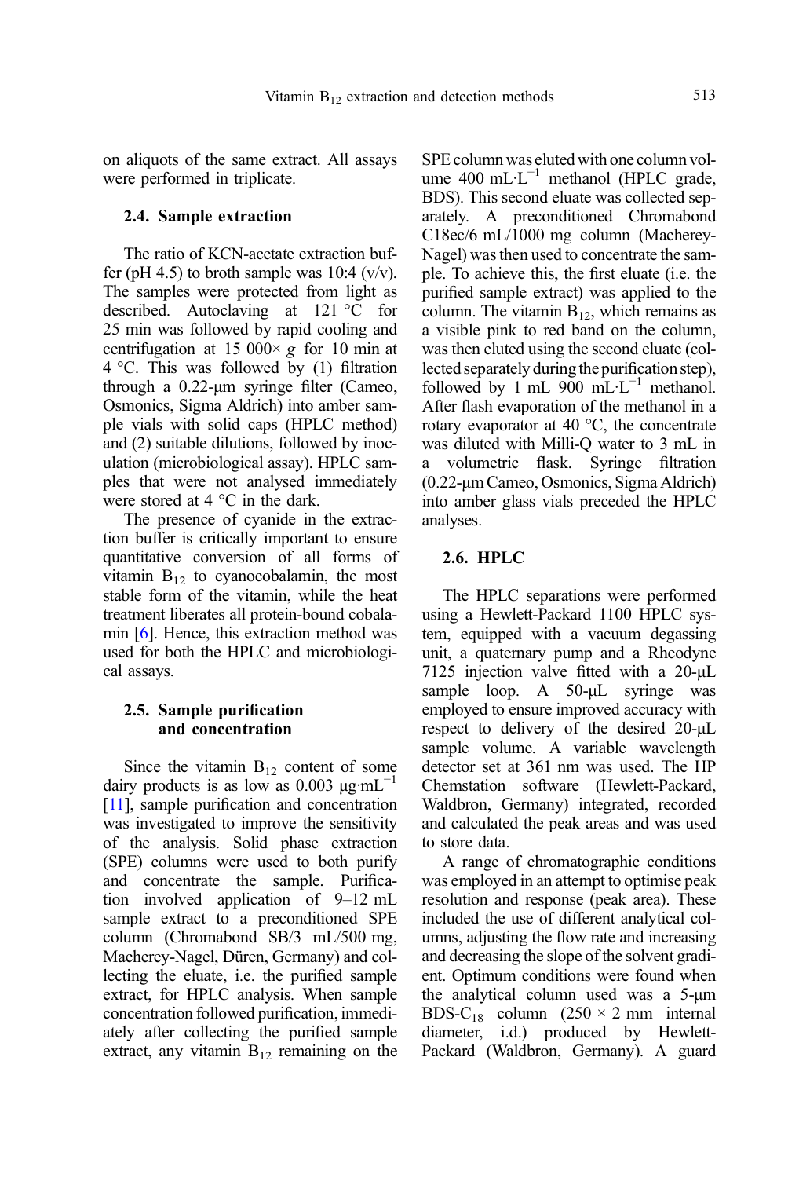on aliquots of the same extract. All assays were performed in triplicate.

### 2.4. Sample extraction

The ratio of KCN-acetate extraction buffer (pH 4.5) to broth sample was 10:4 (v/v). The samples were protected from light as described. Autoclaving at 121 °C for 25 min was followed by rapid cooling and centrifugation at 15 000× *g* for 10 min at 4 °C. This was followed by (1) filtration through a 0.22-μm syringe filter (Cameo, Osmonics, Sigma Aldrich) into amber sample vials with solid caps (HPLC method) and (2) suitable dilutions, followed by inoculation (microbiological assay). HPLC samples that were not analysed immediately were stored at 4 °C in the dark.

The presence of cyanide in the extraction buffer is critically important to ensure quantitative conversion of all forms of vitamin $B_{12}$ to cyanocobalamin, the most stable form of the vitamin, while the heat treatment liberates all protein-bound cobalamin [6]. Hence, this extraction method was used for both the HPLC and microbiological assays.

### 2.5. Sample purification and concentration

Since the vitamin $B_{12}$ content of some dairy products is as low as 0.003 $\mu g \cdot mL^{-1}$ [11], sample purification and concentration was investigated to improve the sensitivity of the analysis. Solid phase extraction (SPE) columns were used to both purify and concentrate the sample. Purification involved application of 9–12 mL sample extract to a preconditioned SPE column (Chromabond SB/3 mL/500 mg, Macherey-Nagel, Düren, Germany) and collecting the eluate, i.e. the purified sample extract, for HPLC analysis. When sample concentration followed purification, immediately after collecting the purified sample extract, any vitamin $B_{12}$ remaining on the SPE column was eluted with one column volume 400 $mL \cdot L^{-1}$ methanol (HPLC grade, BDS). This second eluate was collected separately. A preconditioned Chromabond C18ec/6 mL/1000 mg column (Macherey-Nagel) was then used to concentrate the sample. To achieve this, the first eluate (i.e. the purified sample extract) was applied to the column. The vitamin $B_{12}$, which remains as a visible pink to red band on the column, was then eluted using the second eluate (collected separately during the purification step), followed by 1 mL 900 $mL \cdot L^{-1}$ methanol. After flash evaporation of the methanol in a rotary evaporator at 40 °C, the concentrate was diluted with Milli-Q water to 3 mL in a volumetric flask. Syringe filtration (0.22-μm Cameo, Osmonics, Sigma Aldrich) into amber glass vials preceded the HPLC analyses.

### 2.6. HPLC

The HPLC separations were performed using a Hewlett-Packard 1100 HPLC system, equipped with a vacuum degassing unit, a quaternary pump and a Rheodyne 7125 injection valve fitted with a 20-μL sample loop. A 50-μL syringe was employed to ensure improved accuracy with respect to delivery of the desired 20-μL sample volume. A variable wavelength detector set at 361 nm was used. The HP Chemstation software (Hewlett-Packard, Waldbron, Germany) integrated, recorded and calculated the peak areas and was used to store data.

A range of chromatographic conditions was employed in an attempt to optimise peak resolution and response (peak area). These included the use of different analytical columns, adjusting the flow rate and increasing and decreasing the slope of the solvent gradient. Optimum conditions were found when the analytical column used was a 5-μm BDS-$C_{18}$ column (250 × 2 mm internal diameter, i.d.) produced by Hewlett-Packard (Waldbron, Germany). A guard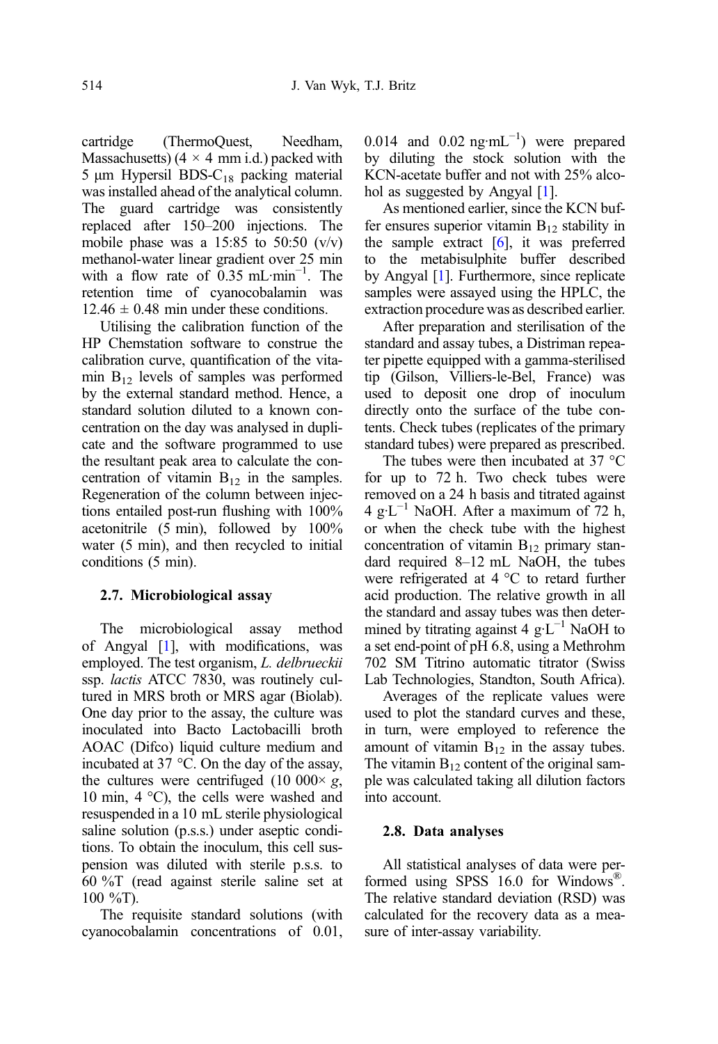cartridge (ThermoQuest, Needham, Massachusetts) (4 × 4 mm i.d.) packed with 5 μm Hypersil BDS-$C_{18}$ packing material was installed ahead of the analytical column. The guard cartridge was consistently replaced after 150–200 injections. The mobile phase was a 15:85 to 50:50 (v/v) methanol-water linear gradient over 25 min with a flow rate of 0.35 $mL \cdot min^{-1}$. The retention time of cyanocobalamin was 12.46 ± 0.48 min under these conditions.

Utilising the calibration function of the HP Chemstation software to construe the calibration curve, quantification of the vitamin $B_{12}$ levels of samples was performed by the external standard method. Hence, a standard solution diluted to a known concentration on the day was analysed in duplicate and the software programmed to use the resultant peak area to calculate the concentration of vitamin $B_{12}$ in the samples. Regeneration of the column between injections entailed post-run flushing with 100% acetonitrile (5 min), followed by 100% water (5 min), and then recycled to initial conditions (5 min).

### 2.7. Microbiological assay

The microbiological assay method of Angyal [1], with modifications, was employed. The test organism, *L. delbrueckii* ssp. *lactis* ATCC 7830, was routinely cultured in MRS broth or MRS agar (Biolab). One day prior to the assay, the culture was inoculated into Bacto Lactobacilli broth AOAC (Difco) liquid culture medium and incubated at 37 °C. On the day of the assay, the cultures were centrifuged (10 000× *g*, 10 min, 4 °C), the cells were washed and resuspended in a 10 mL sterile physiological saline solution (p.s.s.) under aseptic conditions. To obtain the inoculum, this cell suspension was diluted with sterile p.s.s. to 60 %T (read against sterile saline set at 100 %T).

The requisite standard solutions (with cyanocobalamin concentrations of 0.01, 0.014 and 0.02 $ng \cdot mL^{-1}$) were prepared by diluting the stock solution with the KCN-acetate buffer and not with 25% alcohol as suggested by Angyal [1].

As mentioned earlier, since the KCN buffer ensures superior vitamin $B_{12}$ stability in the sample extract [6], it was preferred to the metabisulphite buffer described by Angyal [1]. Furthermore, since replicate samples were assayed using the HPLC, the extraction procedure was as described earlier.

After preparation and sterilisation of the standard and assay tubes, a Distriman repeater pipette equipped with a gamma-sterilised tip (Gilson, Villiers-le-Bel, France) was used to deposit one drop of inoculum directly onto the surface of the tube contents. Check tubes (replicates of the primary standard tubes) were prepared as prescribed.

The tubes were then incubated at 37 °C for up to 72 h. Two check tubes were removed on a 24 h basis and titrated against 4 $g \cdot L^{-1}$ NaOH. After a maximum of 72 h, or when the check tube with the highest concentration of vitamin $B_{12}$ primary standard required 8–12 mL NaOH, the tubes were refrigerated at 4 °C to retard further acid production. The relative growth in all the standard and assay tubes was then determined by titrating against 4 $g \cdot L^{-1}$ NaOH to a set end-point of pH 6.8, using a Methrohm 702 SM Titrino automatic titrator (Swiss Lab Technologies, Standton, South Africa).

Averages of the replicate values were used to plot the standard curves and these, in turn, were employed to reference the amount of vitamin $B_{12}$ in the assay tubes. The vitamin $B_{12}$ content of the original sample was calculated taking all dilution factors into account.

### 2.8. Data analyses

All statistical analyses of data were performed using SPSS 16.0 for Windows®. The relative standard deviation (RSD) was calculated for the recovery data as a measure of inter-assay variability.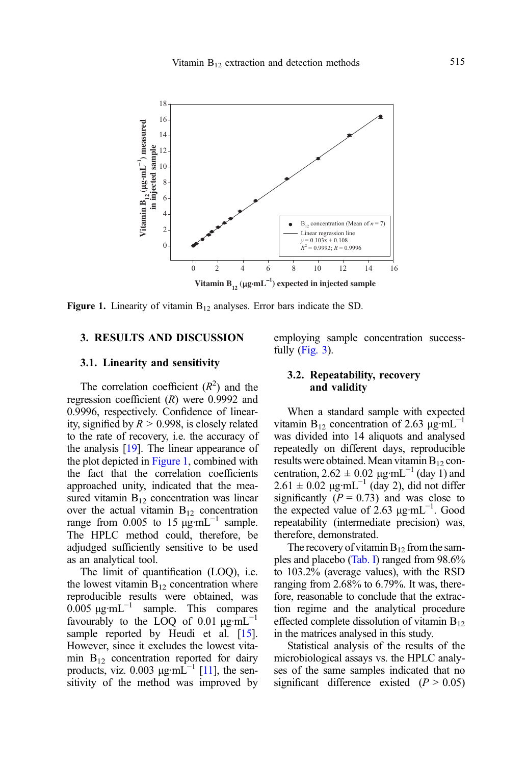Figure 1. Linearity of vitamin $B_{12}$ analyses. Error bars indicate the SD.

## 3. RESULTS AND DISCUSSION

### 3.1. Linearity and sensitivity

The correlation coefficient ($R^2$) and the regression coefficient ($R$) were 0.9992 and 0.9996, respectively. Confidence of linearity, signified by $R > 0.998$, is closely related to the rate of recovery, i.e. the accuracy of the analysis [19]. The linear appearance of the plot depicted in Figure 1, combined with the fact that the correlation coefficients approached unity, indicated that the measured vitamin $B_{12}$ concentration was linear over the actual vitamin $B_{12}$ concentration range from 0.005 to 15 $\mu g \cdot mL^{-1}$ sample. The HPLC method could, therefore, be adjudged sufficiently sensitive to be used as an analytical tool.

The limit of quantification (LOQ), i.e. the lowest vitamin $B_{12}$ concentration where reproducible results were obtained, was 0.005 $\mu g \cdot mL^{-1}$ sample. This compares favourably to the LOQ of 0.01 $\mu g \cdot mL^{-1}$ sample reported by Heudi et al. [15]. However, since it excludes the lowest vitamin $B_{12}$ concentration reported for dairy products, viz. 0.003 $\mu g \cdot mL^{-1}$ [11], the sensitivity of the method was improved by employing sample concentration successfully (Fig. 3).

### 3.2. Repeatability, recovery and validity

When a standard sample with expected vitamin $B_{12}$ concentration of 2.63 $\mu g \cdot mL^{-1}$ was divided into 14 aliquots and analysed repeatedly on different days, reproducible results were obtained. Mean vitamin $B_{12}$ concentration, 2.62 ± 0.02 $\mu g \cdot mL^{-1}$ (day 1) and 2.61 ± 0.02 $\mu g \cdot mL^{-1}$ (day 2), did not differ significantly ($P = 0.73$) and was close to the expected value of 2.63 $\mu g \cdot mL^{-1}$. Good repeatability (intermediate precision) was, therefore, demonstrated.

The recovery of vitamin $B_{12}$ from the samples and placebo (Tab. I) ranged from 98.6% to 103.2% (average values), with the RSD ranging from 2.68% to 6.79%. It was, therefore, reasonable to conclude that the extraction regime and the analytical procedure effected complete dissolution of vitamin $B_{12}$ in the matrices analysed in this study.

Statistical analysis of the results of the microbiological assays vs. the HPLC analyses of the same samples indicated that no significant difference existed ($P > 0.05$)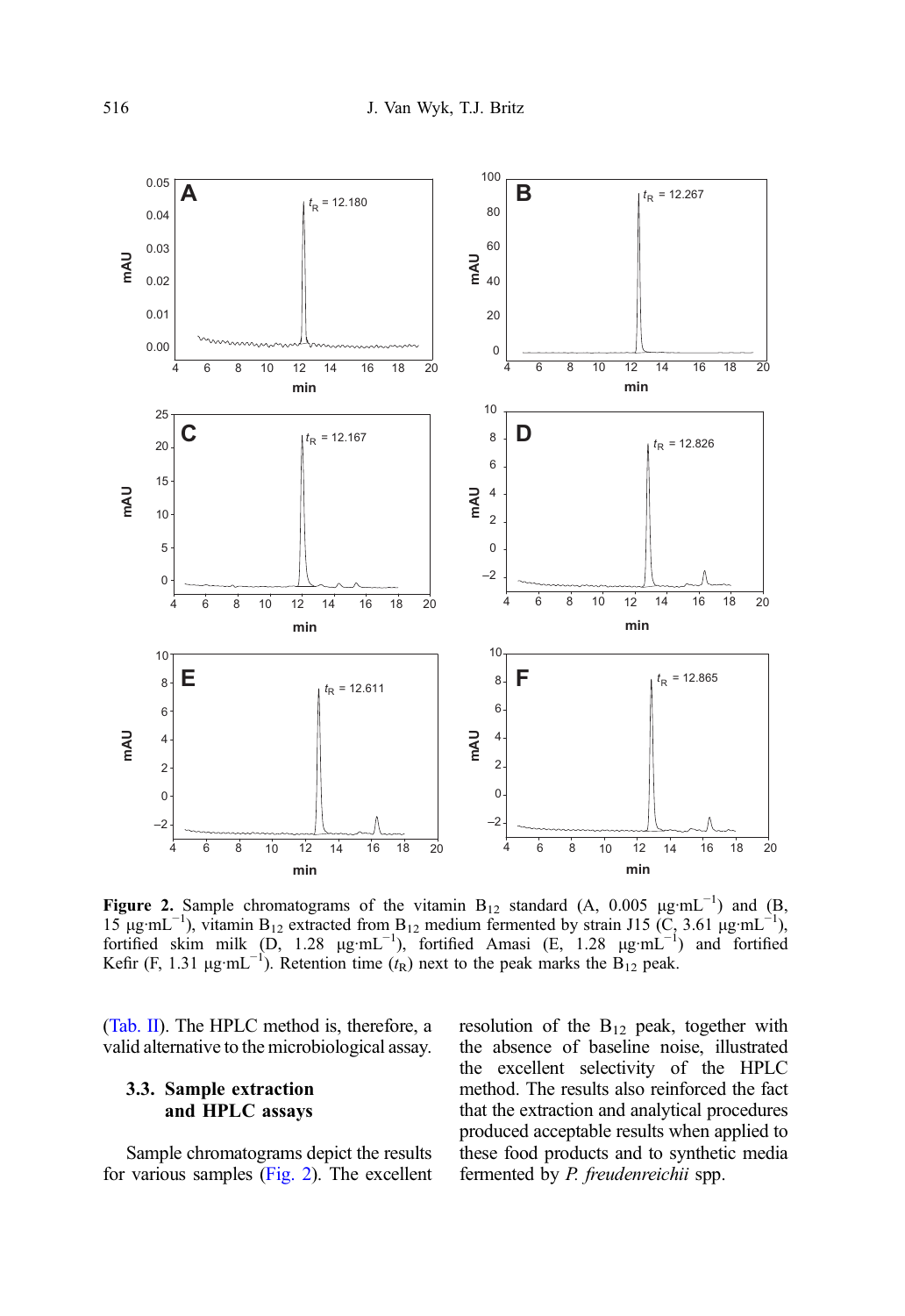**Figure 2.** Sample chromatograms of the vitamin $B_{12}$ standard (A, 0.005 $\mu g \cdot mL^{-1}$) and (B, 15 $\mu g \cdot mL^{-1}$), vitamin $B_{12}$ extracted from $B_{12}$ medium fermented by strain J15 (C, 3.61 $\mu g \cdot mL^{-1}$), fortified skim milk (D, 1.28 $\mu g \cdot mL^{-1}$), fortified Amasi (E, 1.28 $\mu g \cdot mL^{-1}$) and fortified Kefir (F, 1.31 $\mu g \cdot mL^{-1}$). Retention time ($t_R$) next to the peak marks the $B_{12}$ peak.

(Tab. II). The HPLC method is, therefore, a valid alternative to the microbiological assay.

### 3.3. Sample extraction and HPLC assays

Sample chromatograms depict the results for various samples (Fig. 2). The excellent resolution of the $B_{12}$ peak, together with the absence of baseline noise, illustrated the excellent selectivity of the HPLC method. The results also reinforced the fact that the extraction and analytical procedures produced acceptable results when applied to these food products and to synthetic media fermented by *P. freudenreichii* spp.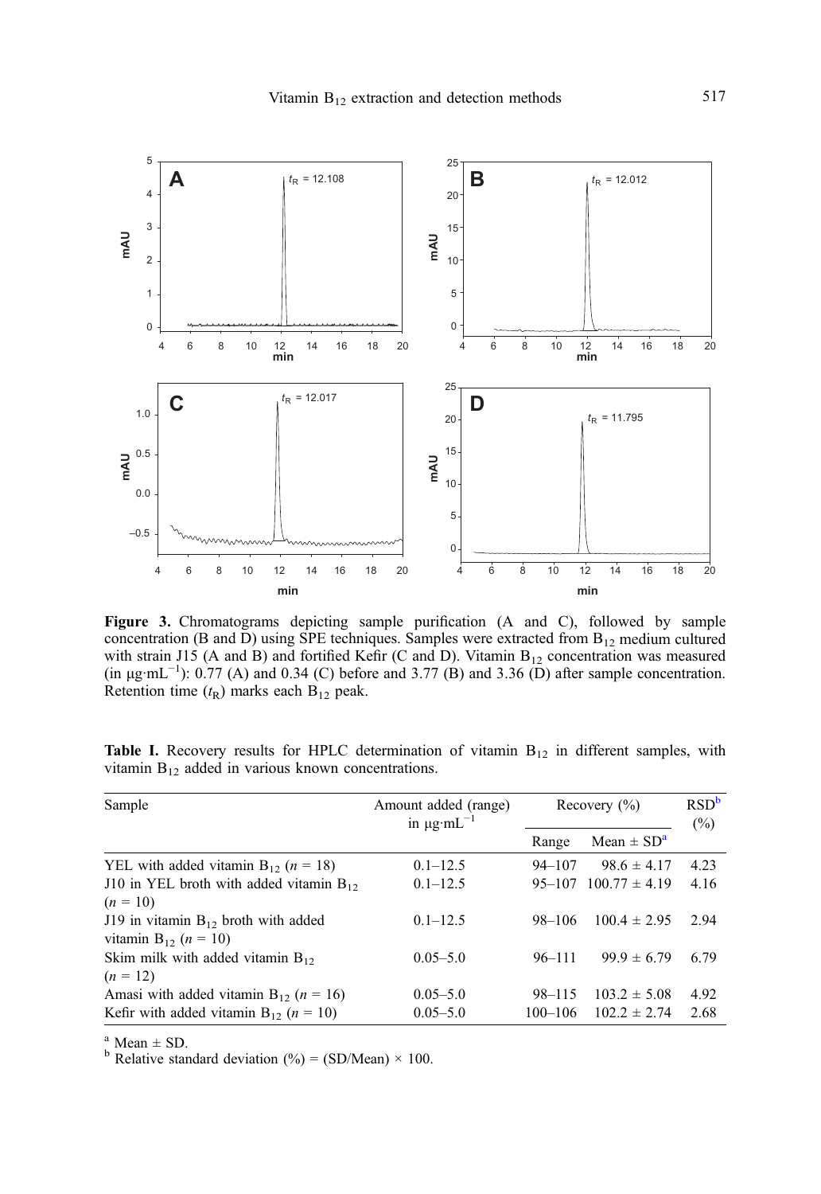**Figure 3.** Chromatograms depicting sample purification (A and C), followed by sample concentration (B and D) using SPE techniques. Samples were extracted from $B_{12}$ medium cultured with strain J15 (A and B) and fortified Kefir (C and D). Vitamin $B_{12}$ concentration was measured (in $\mu g \cdot mL^{-1}$): 0.77 (A) and 0.34 (C) before and 3.77 (B) and 3.36 (D) after sample concentration. Retention time ($t_R$) marks each $B_{12}$ peak.

**Table I.** Recovery results for HPLC determination of vitamin $B_{12}$ in different samples, with vitamin $B_{12}$ added in various known concentrations.

| Sample | Amount added (range) in $\mu g \cdot mL^{-1}$ | Recovery (%) | | RSD[b] (%) |
|---|---|---|---|---|
| | | Range | Mean ± SD[a] | |
| YEL with added vitamin $B_{12}$ ($n$ = 18) | 0.1–12.5 | 94–107 | 98.6 ± 4.17 | 4.23 |
| J10 in YEL broth with added vitamin $B_{12}$ ($n$ = 10) | 0.1–12.5 | 95–107 | 100.77 ± 4.19 | 4.16 |
| J19 in vitamin $B_{12}$ broth with added vitamin $B_{12}$ ($n$ = 10) | 0.1–12.5 | 98–106 | 100.4 ± 2.95 | 2.94 |
| Skim milk with added vitamin $B_{12}$ ($n$ = 12) | 0.05–5.0 | 96–111 | 99.9 ± 6.79 | 6.79 |
| Amasi with added vitamin $B_{12}$ ($n$ = 16) | 0.05–5.0 | 98–115 | 103.2 ± 5.08 | 4.92 |
| Kefir with added vitamin $B_{12}$ ($n$ = 10) | 0.05–5.0 | 100–106 | 102.2 ± 2.74 | 2.68 |

[a] Mean ± SD.
[b] Relative standard deviation (%) = (SD/Mean) × 100.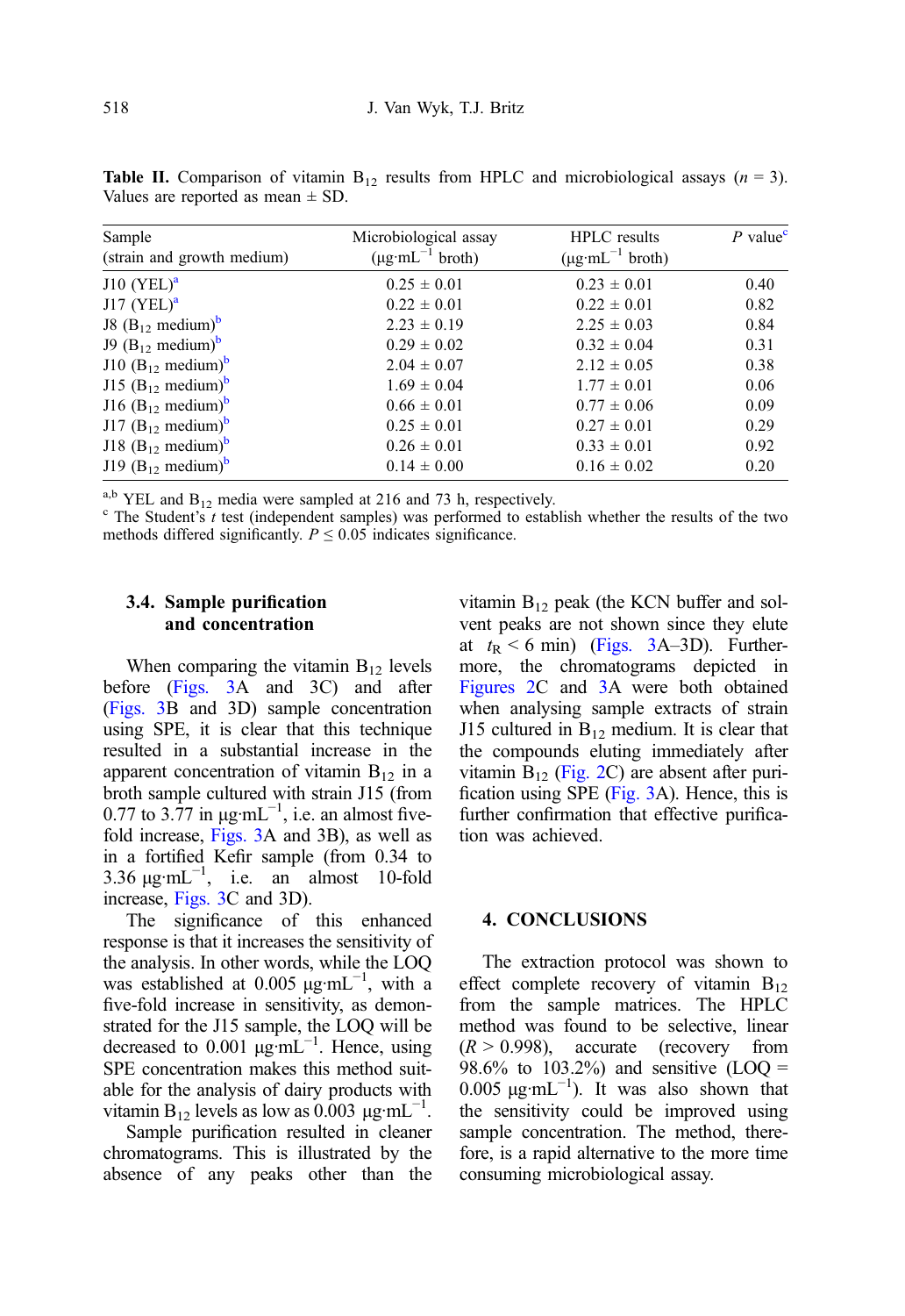**Table II.** Comparison of vitamin $B_{12}$ results from HPLC and microbiological assays ($n$ = 3). Values are reported as mean ± SD.

| Sample (strain and growth medium) | Microbiological assay ($\mu g \cdot mL^{-1}$ broth) | HPLC results ($\mu g \cdot mL^{-1}$ broth) | $P$ value[c] |
|---|---|---|---|
| J10 (YEL)[a] | 0.25 ± 0.01 | 0.23 ± 0.01 | 0.40 |
| J17 (YEL)[a] | 0.22 ± 0.01 | 0.22 ± 0.01 | 0.82 |
| J8 ($B_{12}$ medium)[b] | 2.23 ± 0.19 | 2.25 ± 0.03 | 0.84 |
| J9 ($B_{12}$ medium)[b] | 0.29 ± 0.02 | 0.32 ± 0.04 | 0.31 |
| J10 ($B_{12}$ medium)[b] | 2.04 ± 0.07 | 2.12 ± 0.05 | 0.38 |
| J15 ($B_{12}$ medium)[b] | 1.69 ± 0.04 | 1.77 ± 0.01 | 0.06 |
| J16 ($B_{12}$ medium)[b] | 0.66 ± 0.01 | 0.77 ± 0.06 | 0.09 |
| J17 ($B_{12}$ medium)[b] | 0.25 ± 0.01 | 0.27 ± 0.01 | 0.29 |
| J18 ($B_{12}$ medium)[b] | 0.26 ± 0.01 | 0.33 ± 0.01 | 0.92 |
| J19 ($B_{12}$ medium)[b] | 0.14 ± 0.00 | 0.16 ± 0.02 | 0.20 |

[a,b] YEL and $B_{12}$ media were sampled at 216 and 73 h, respectively.
[c] The Student's $t$ test (independent samples) was performed to establish whether the results of the two methods differed significantly. $P \leq 0.05$ indicates significance.

### 3.4. Sample purification and concentration

When comparing the vitamin $B_{12}$ levels before (Figs. 3A and 3C) and after (Figs. 3B and 3D) sample concentration using SPE, it is clear that this technique resulted in a substantial increase in the apparent concentration of vitamin $B_{12}$ in a broth sample cultured with strain J15 (from 0.77 to 3.77 in $\mu g \cdot mL^{-1}$, i.e. an almost five-fold increase, Figs. 3A and 3B), as well as in a fortified Kefir sample (from 0.34 to 3.36 $\mu g \cdot mL^{-1}$, i.e. an almost 10-fold increase, Figs. 3C and 3D).

The significance of this enhanced response is that it increases the sensitivity of the analysis. In other words, while the LOQ was established at 0.005 $\mu g \cdot mL^{-1}$, with a five-fold increase in sensitivity, as demonstrated for the J15 sample, the LOQ will be decreased to 0.001 $\mu g \cdot mL^{-1}$. Hence, using SPE concentration makes this method suitable for the analysis of dairy products with vitamin $B_{12}$ levels as low as 0.003 $\mu g \cdot mL^{-1}$.

Sample purification resulted in cleaner chromatograms. This is illustrated by the absence of any peaks other than the vitamin $B_{12}$ peak (the KCN buffer and solvent peaks are not shown since they elute at $t_R$ < 6 min) (Figs. 3A–3D). Furthermore, the chromatograms depicted in Figures 2C and 3A were both obtained when analysing sample extracts of strain J15 cultured in $B_{12}$ medium. It is clear that the compounds eluting immediately after vitamin $B_{12}$ (Fig. 2C) are absent after purification using SPE (Fig. 3A). Hence, this is further confirmation that effective purification was achieved.

## 4. CONCLUSIONS

The extraction protocol was shown to effect complete recovery of vitamin $B_{12}$ from the sample matrices. The HPLC method was found to be selective, linear ($R$ > 0.998), accurate (recovery from 98.6% to 103.2%) and sensitive (LOQ = 0.005 $\mu g \cdot mL^{-1}$). It was also shown that the sensitivity could be improved using sample concentration. The method, therefore, is a rapid alternative to the more time consuming microbiological assay.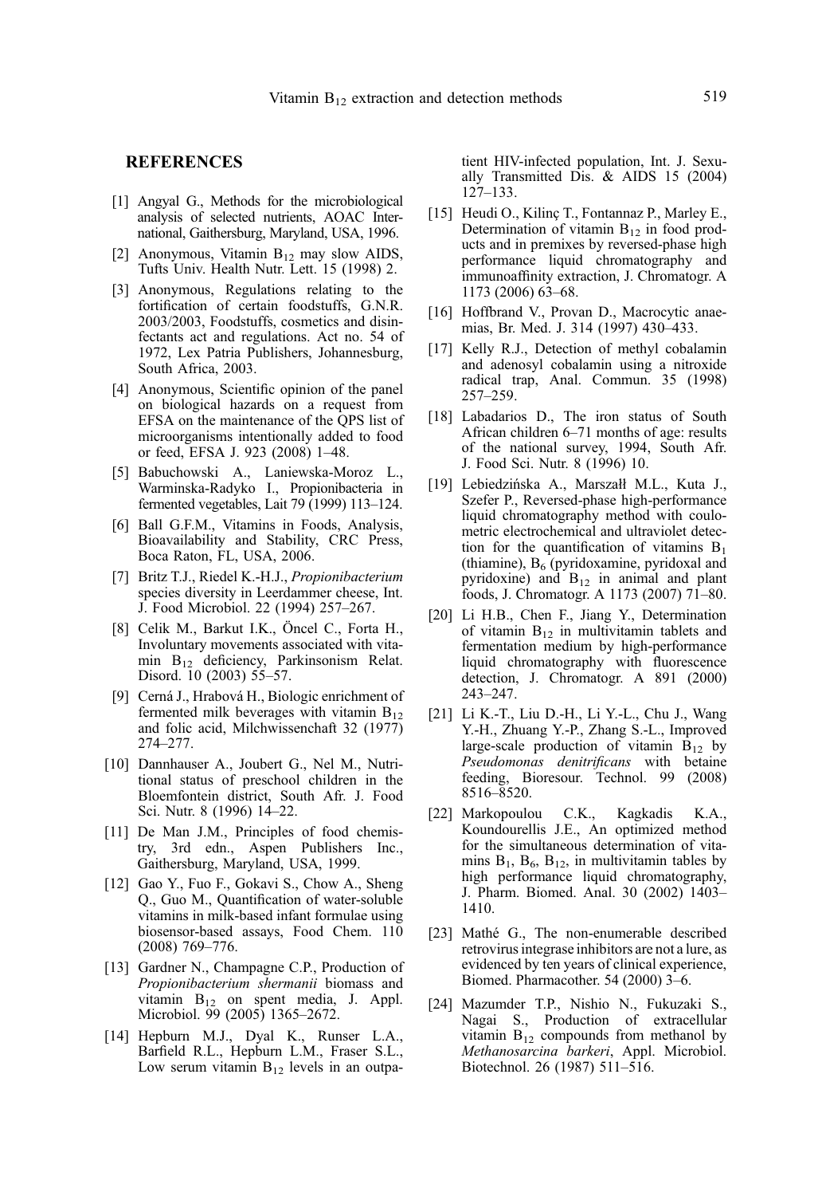## REFERENCES

[1] Angyal G., Methods for the microbiological analysis of selected nutrients, AOAC International, Gaithersburg, Maryland, USA, 1996.

[2] Anonymous, Vitamin $B_{12}$ may slow AIDS, Tufts Univ. Health Nutr. Lett. 15 (1998) 2.

[3] Anonymous, Regulations relating to the fortification of certain foodstuffs, G.N.R. 2003/2003, Foodstuffs, cosmetics and disinfectants act and regulations. Act no. 54 of 1972, Lex Patria Publishers, Johannesburg, South Africa, 2003.

[4] Anonymous, Scientific opinion of the panel on biological hazards on a request from EFSA on the maintenance of the QPS list of microorganisms intentionally added to food or feed, EFSA J. 923 (2008) 1–48.

[5] Babuchowski A., Laniewska-Moroz L., Warminska-Radyko I., Propionibacteria in fermented vegetables, Lait 79 (1999) 113–124.

[6] Ball G.F.M., Vitamins in Foods, Analysis, Bioavailability and Stability, CRC Press, Boca Raton, FL, USA, 2006.

[7] Britz T.J., Riedel K.-H.J., *Propionibacterium* species diversity in Leerdammer cheese, Int. J. Food Microbiol. 22 (1994) 257–267.

[8] Celik M., Barkut I.K., Öncel C., Forta H., Involuntary movements associated with vitamin $B_{12}$ deficiency, Parkinsonism Relat. Disord. 10 (2003) 55–57.

[9] Cerná J., Hrabová H., Biologic enrichment of fermented milk beverages with vitamin $B_{12}$ and folic acid, Milchwissenchaft 32 (1977) 274–277.

[10] Dannhauser A., Joubert G., Nel M., Nutritional status of preschool children in the Bloemfontein district, South Afr. J. Food Sci. Nutr. 8 (1996) 14–22.

[11] De Man J.M., Principles of food chemistry, 3rd edn., Aspen Publishers Inc., Gaithersburg, Maryland, USA, 1999.

[12] Gao Y., Fuo F., Gokavi S., Chow A., Sheng Q., Guo M., Quantification of water-soluble vitamins in milk-based infant formulae using biosensor-based assays, Food Chem. 110 (2008) 769–776.

[13] Gardner N., Champagne C.P., Production of *Propionibacterium shermanii* biomass and vitamin $B_{12}$ on spent media, J. Appl. Microbiol. 99 (2005) 1365–2672.

[14] Hepburn M.J., Dyal K., Runser L.A., Barfield R.L., Hepburn L.M., Fraser S.L., Low serum vitamin $B_{12}$ levels in an outpatient HIV-infected population, Int. J. Sexually Transmitted Dis. & AIDS 15 (2004) 127–133.

[15] Heudi O., Kilinç T., Fontannaz P., Marley E., Determination of vitamin $B_{12}$ in food products and in premixes by reversed-phase high performance liquid chromatography and immunoaffinity extraction, J. Chromatogr. A 1173 (2006) 63–68.

[16] Hoffbrand V., Provan D., Macrocytic anaemias, Br. Med. J. 314 (1997) 430–433.

[17] Kelly R.J., Detection of methyl cobalamin and adenosyl cobalamin using a nitroxide radical trap, Anal. Commun. 35 (1998) 257–259.

[18] Labadarios D., The iron status of South African children 6–71 months of age: results of the national survey, 1994, South Afr. J. Food Sci. Nutr. 8 (1996) 10.

[19] Lebiedzińska A., Marszałł M.L., Kuta J., Szefer P., Reversed-phase high-performance liquid chromatography method with coulometric electrochemical and ultraviolet detection for the quantification of vitamins $B_1$ (thiamine), $B_6$ (pyridoxamine, pyridoxal and pyridoxine) and $B_{12}$ in animal and plant foods, J. Chromatogr. A 1173 (2007) 71–80.

[20] Li H.B., Chen F., Jiang Y., Determination of vitamin $B_{12}$ in multivitamin tablets and fermentation medium by high-performance liquid chromatography with fluorescence detection, J. Chromatogr. A 891 (2000) 243–247.

[21] Li K.-T., Liu D.-H., Li Y.-L., Chu J., Wang Y.-H., Zhuang Y.-P., Zhang S.-L., Improved large-scale production of vitamin $B_{12}$ by *Pseudomonas denitrificans* with betaine feeding, Bioresour. Technol. 99 (2008) 8516–8520.

[22] Markopoulou C.K., Kagkadis K.A., Koundourellis J.E., An optimized method for the simultaneous determination of vitamins $B_1$, $B_6$, $B_{12}$, in multivitamin tables by high performance liquid chromatography, J. Pharm. Biomed. Anal. 30 (2002) 1403–1410.

[23] Mathé G., The non-enumerable described retrovirus integrase inhibitors are not a lure, as evidenced by ten years of clinical experience, Biomed. Pharmacother. 54 (2000) 3–6.

[24] Mazumder T.P., Nishio N., Fukuzaki S., Nagai S., Production of extracellular vitamin $B_{12}$ compounds from methanol by *Methanosarcina barkeri*, Appl. Microbiol. Biotechnol. 26 (1987) 511–516.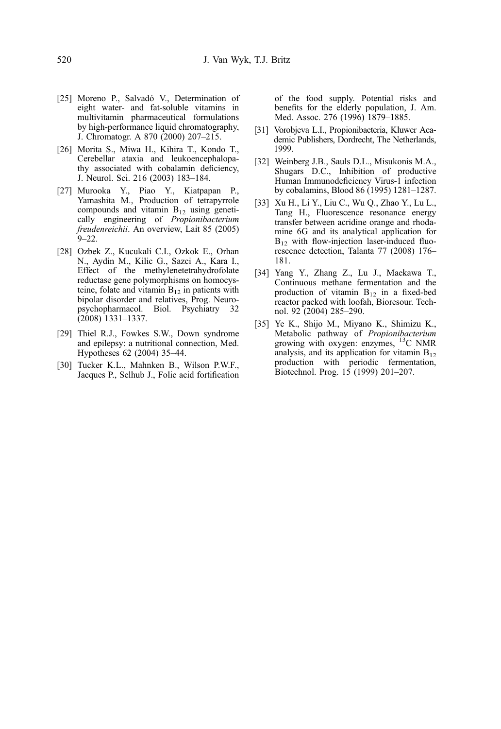[25] Moreno P., Salvadó V., Determination of eight water- and fat-soluble vitamins in multivitamin pharmaceutical formulations by high-performance liquid chromatography, J. Chromatogr. A 870 (2000) 207–215.

[26] Morita S., Miwa H., Kihira T., Kondo T., Cerebellar ataxia and leukoencephalopathy associated with cobalamin deficiency, J. Neurol. Sci. 216 (2003) 183–184.

[27] Murooka Y., Piao Y., Kiatpapan P., Yamashita M., Production of tetrapyrrole compounds and vitamin $B_{12}$ using genetically engineering of *Propionibacterium freudenreichii*. An overview, Lait 85 (2005) 9–22.

[28] Ozbek Z., Kucukali C.I., Ozkok E., Orhan N., Aydin M., Kilic G., Sazci A., Kara I., Effect of the methylenetetrahydrofolate reductase gene polymorphisms on homocysteine, folate and vitamin $B_{12}$ in patients with bipolar disorder and relatives, Prog. Neuropsychopharmacol. Biol. Psychiatry 32 (2008) 1331–1337.

[29] Thiel R.J., Fowkes S.W., Down syndrome and epilepsy: a nutritional connection, Med. Hypotheses 62 (2004) 35–44.

[30] Tucker K.L., Mahnken B., Wilson P.W.F., Jacques P., Selhub J., Folic acid fortification of the food supply. Potential risks and benefits for the elderly population, J. Am. Med. Assoc. 276 (1996) 1879–1885.

[31] Vorobjeva L.I., Propionibacteria, Kluwer Academic Publishers, Dordrecht, The Netherlands, 1999.

[32] Weinberg J.B., Sauls D.L., Misukonis M.A., Shugars D.C., Inhibition of productive Human Immunodeficiency Virus-1 infection by cobalamins, Blood 86 (1995) 1281–1287.

[33] Xu H., Li Y., Liu C., Wu Q., Zhao Y., Lu L., Tang H., Fluorescence resonance energy transfer between acridine orange and rhodamine 6G and its analytical application for $B_{12}$ with flow-injection laser-induced fluorescence detection, Talanta 77 (2008) 176–181.

[34] Yang Y., Zhang Z., Lu J., Maekawa T., Continuous methane fermentation and the production of vitamin $B_{12}$ in a fixed-bed reactor packed with loofah, Bioresour. Technol. 92 (2004) 285–290.

[35] Ye K., Shijo M., Miyano K., Shimizu K., Metabolic pathway of *Propionibacterium* growing with oxygen: enzymes, $^{13}C$ NMR analysis, and its application for vitamin $B_{12}$ production with periodic fermentation, Biotechnol. Prog. 15 (1999) 201–207.